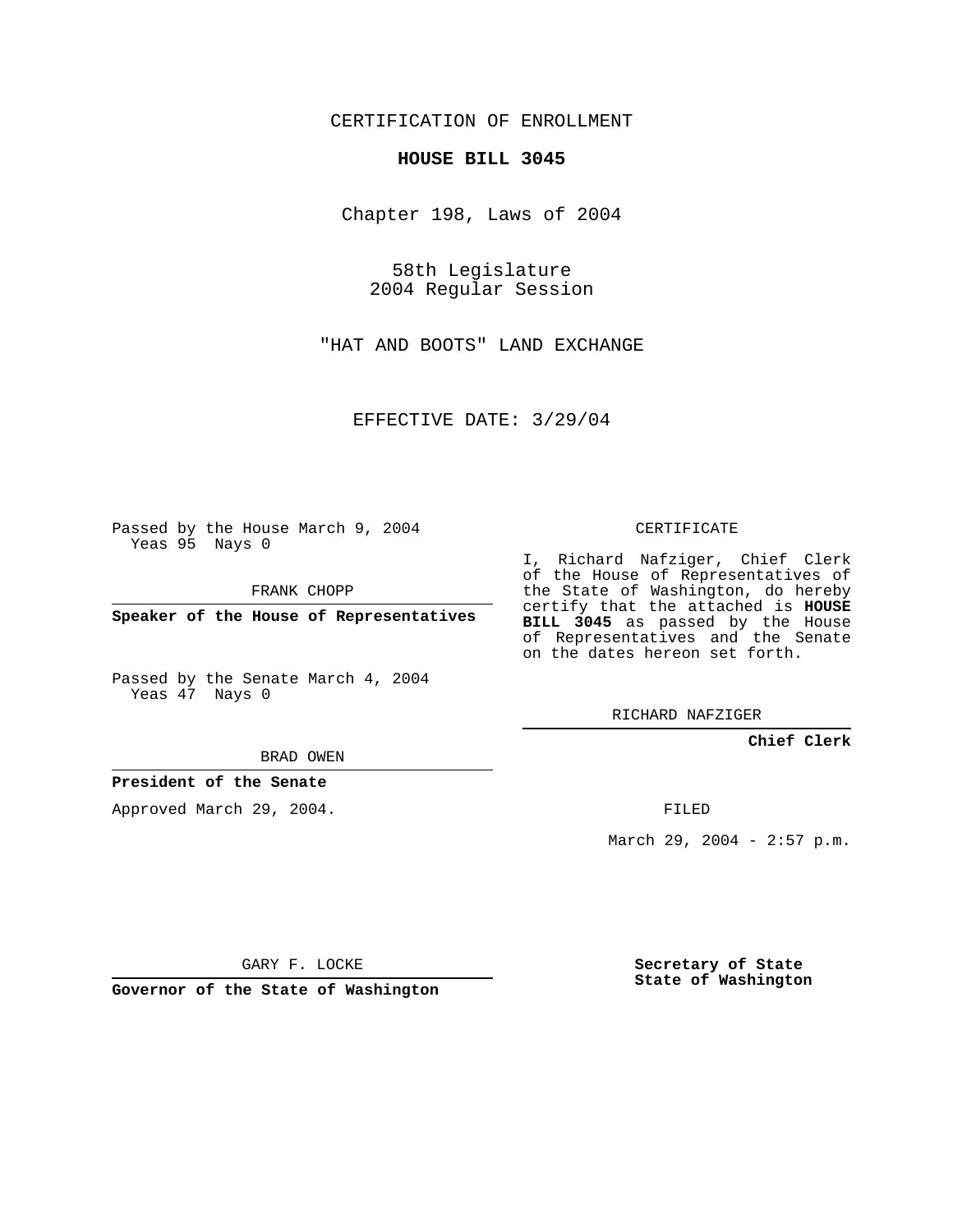CERTIFICATION OF ENROLLMENT

# HOUSE BILL 3045

Chapter 198, Laws of 2004

58th Legislature
2004 Regular Session

"HAT AND BOOTS" LAND EXCHANGE

EFFECTIVE DATE: 3/29/04

Passed by the House March 9, 2004
Yeas 95 Nays 0

FRANK CHOPP

**Speaker of the House of Representatives**

Passed by the Senate March 4, 2004
Yeas 47 Nays 0

BRAD OWEN

**President of the Senate**

Approved March 29, 2004.

GARY F. LOCKE

**Governor of the State of Washington**

CERTIFICATE

I, Richard Nafziger, Chief Clerk of the House of Representatives of the State of Washington, do hereby certify that the attached is **HOUSE BILL 3045** as passed by the House of Representatives and the Senate on the dates hereon set forth.

RICHARD NAFZIGER

**Chief Clerk**

FILED

March 29, 2004 - 2:57 p.m.

**Secretary of State**
**State of Washington**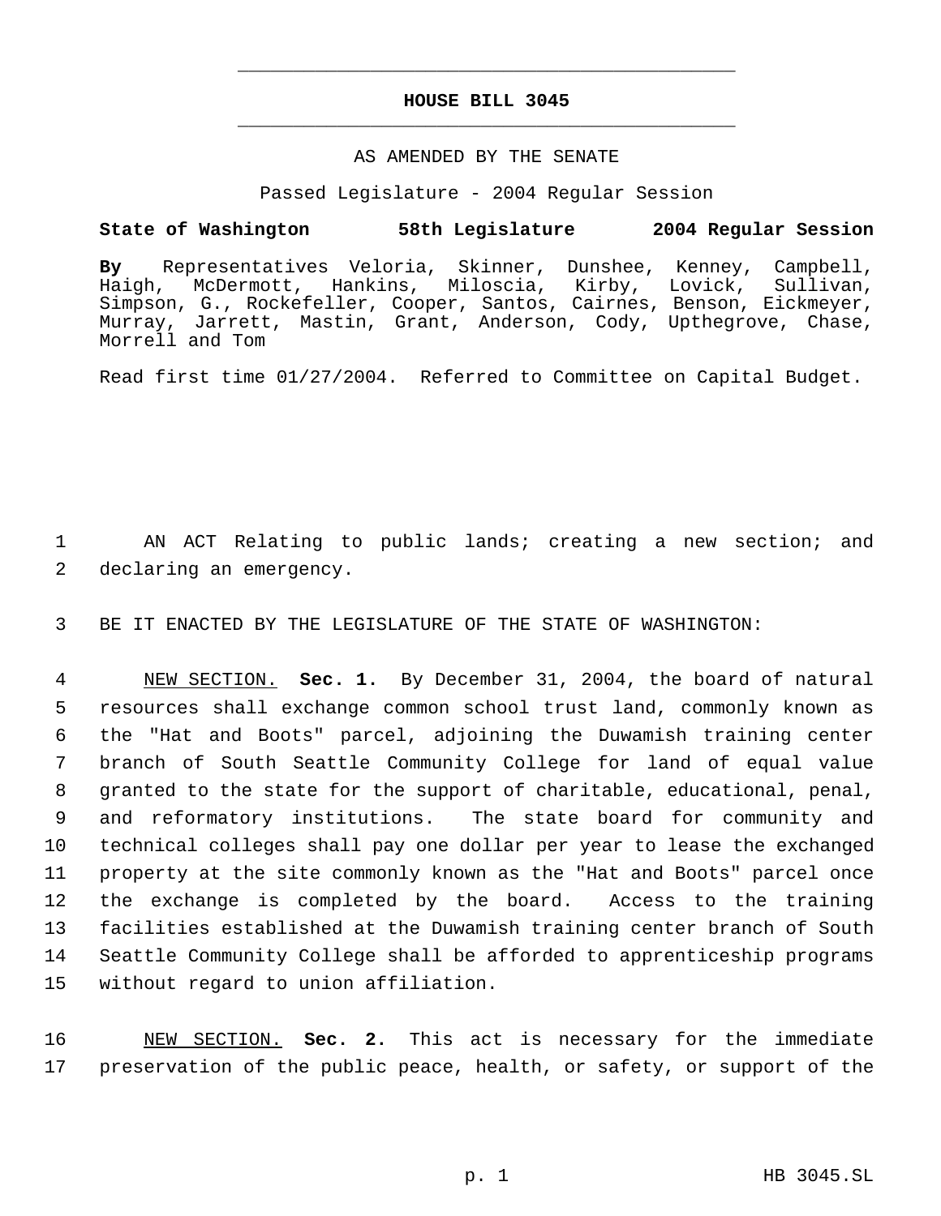# HOUSE BILL 3045

AS AMENDED BY THE SENATE

Passed Legislature - 2004 Regular Session

**State of Washington 58th Legislature 2004 Regular Session**

**By** Representatives Veloria, Skinner, Dunshee, Kenney, Campbell, Haigh, McDermott, Hankins, Miloscia, Kirby, Lovick, Sullivan, Simpson, G., Rockefeller, Cooper, Santos, Cairnes, Benson, Eickmeyer, Murray, Jarrett, Mastin, Grant, Anderson, Cody, Upthegrove, Chase, Morrell and Tom

Read first time 01/27/2004. Referred to Committee on Capital Budget.

1 AN ACT Relating to public lands; creating a new section; and
2 declaring an emergency.

3 BE IT ENACTED BY THE LEGISLATURE OF THE STATE OF WASHINGTON:

4 NEW SECTION. **Sec. 1.** By December 31, 2004, the board of natural
5 resources shall exchange common school trust land, commonly known as
6 the "Hat and Boots" parcel, adjoining the Duwamish training center
7 branch of South Seattle Community College for land of equal value
8 granted to the state for the support of charitable, educational, penal,
9 and reformatory institutions. The state board for community and
10 technical colleges shall pay one dollar per year to lease the exchanged
11 property at the site commonly known as the "Hat and Boots" parcel once
12 the exchange is completed by the board. Access to the training
13 facilities established at the Duwamish training center branch of South
14 Seattle Community College shall be afforded to apprenticeship programs
15 without regard to union affiliation.

16 NEW SECTION. **Sec. 2.** This act is necessary for the immediate
17 preservation of the public peace, health, or safety, or support of the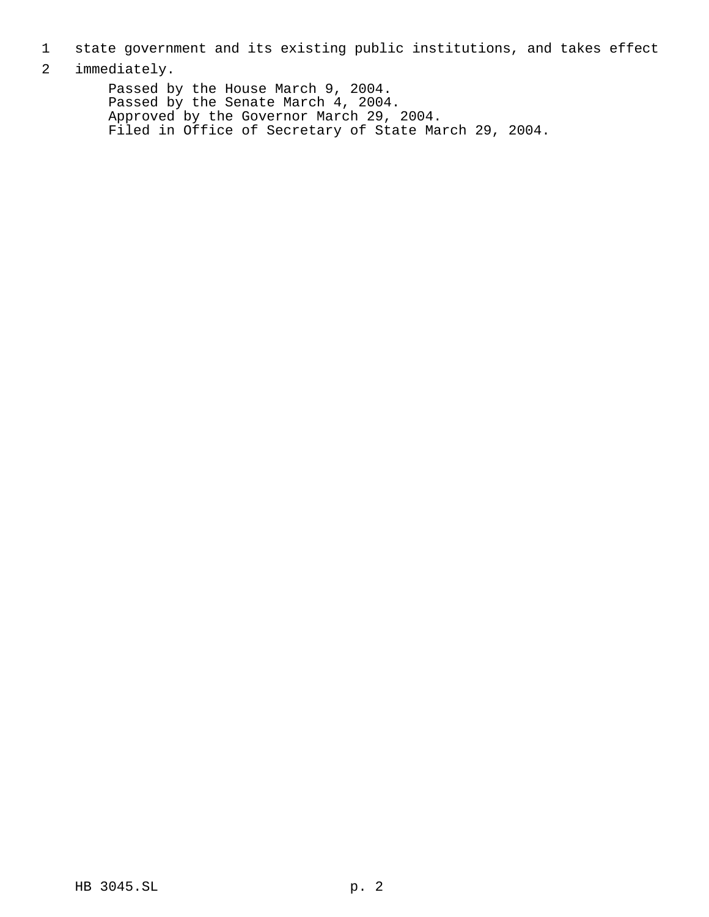state government and its existing public institutions, and takes effect immediately.

Passed by the House March 9, 2004.
Passed by the Senate March 4, 2004.
Approved by the Governor March 29, 2004.
Filed in Office of Secretary of State March 29, 2004.